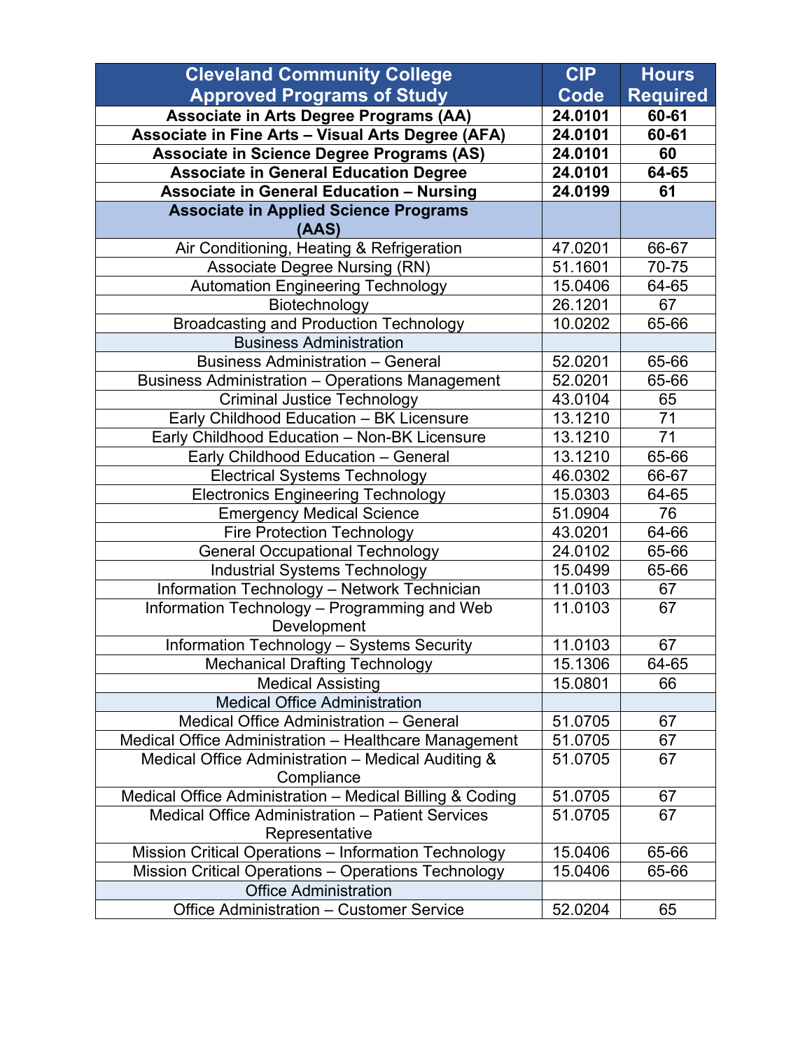| Cleveland Community College Approved Programs of Study | CIP Code | Hours Required |
|---|---|---|
| **Associate in Arts Degree Programs (AA)** | **24.0101** | **60-61** |
| **Associate in Fine Arts – Visual Arts Degree (AFA)** | **24.0101** | **60-61** |
| **Associate in Science Degree Programs (AS)** | **24.0101** | **60** |
| **Associate in General Education Degree** | **24.0101** | **64-65** |
| **Associate in General Education – Nursing** | **24.0199** | **61** |
| **Associate in Applied Science Programs (AAS)** | | |
| Air Conditioning, Heating & Refrigeration | 47.0201 | 66-67 |
| Associate Degree Nursing (RN) | 51.1601 | 70-75 |
| Automation Engineering Technology | 15.0406 | 64-65 |
| Biotechnology | 26.1201 | 67 |
| Broadcasting and Production Technology | 10.0202 | 65-66 |
| Business Administration | | |
| Business Administration – General | 52.0201 | 65-66 |
| Business Administration – Operations Management | 52.0201 | 65-66 |
| Criminal Justice Technology | 43.0104 | 65 |
| Early Childhood Education – BK Licensure | 13.1210 | 71 |
| Early Childhood Education – Non-BK Licensure | 13.1210 | 71 |
| Early Childhood Education – General | 13.1210 | 65-66 |
| Electrical Systems Technology | 46.0302 | 66-67 |
| Electronics Engineering Technology | 15.0303 | 64-65 |
| Emergency Medical Science | 51.0904 | 76 |
| Fire Protection Technology | 43.0201 | 64-66 |
| General Occupational Technology | 24.0102 | 65-66 |
| Industrial Systems Technology | 15.0499 | 65-66 |
| Information Technology – Network Technician | 11.0103 | 67 |
| Information Technology – Programming and Web Development | 11.0103 | 67 |
| Information Technology – Systems Security | 11.0103 | 67 |
| Mechanical Drafting Technology | 15.1306 | 64-65 |
| Medical Assisting | 15.0801 | 66 |
| Medical Office Administration | | |
| Medical Office Administration – General | 51.0705 | 67 |
| Medical Office Administration – Healthcare Management | 51.0705 | 67 |
| Medical Office Administration – Medical Auditing & Compliance | 51.0705 | 67 |
| Medical Office Administration – Medical Billing & Coding | 51.0705 | 67 |
| Medical Office Administration – Patient Services Representative | 51.0705 | 67 |
| Mission Critical Operations – Information Technology | 15.0406 | 65-66 |
| Mission Critical Operations – Operations Technology | 15.0406 | 65-66 |
| Office Administration | | |
| Office Administration – Customer Service | 52.0204 | 65 |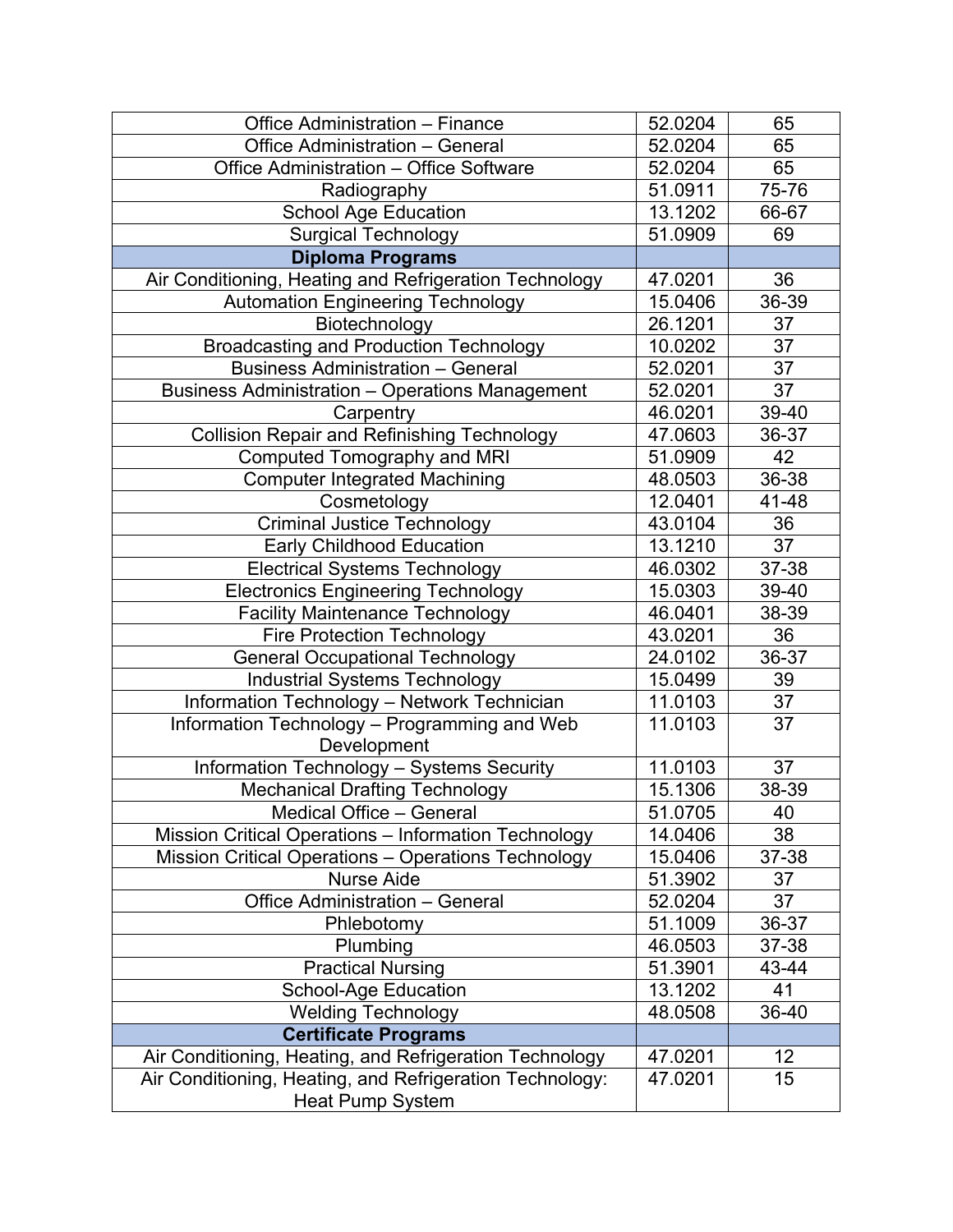| | | |
|---|---|---|
| Office Administration – Finance | 52.0204 | 65 |
| Office Administration – General | 52.0204 | 65 |
| Office Administration – Office Software | 52.0204 | 65 |
| Radiography | 51.0911 | 75-76 |
| School Age Education | 13.1202 | 66-67 |
| Surgical Technology | 51.0909 | 69 |
| **Diploma Programs** | | |
| Air Conditioning, Heating and Refrigeration Technology | 47.0201 | 36 |
| Automation Engineering Technology | 15.0406 | 36-39 |
| Biotechnology | 26.1201 | 37 |
| Broadcasting and Production Technology | 10.0202 | 37 |
| Business Administration – General | 52.0201 | 37 |
| Business Administration – Operations Management | 52.0201 | 37 |
| Carpentry | 46.0201 | 39-40 |
| Collision Repair and Refinishing Technology | 47.0603 | 36-37 |
| Computed Tomography and MRI | 51.0909 | 42 |
| Computer Integrated Machining | 48.0503 | 36-38 |
| Cosmetology | 12.0401 | 41-48 |
| Criminal Justice Technology | 43.0104 | 36 |
| Early Childhood Education | 13.1210 | 37 |
| Electrical Systems Technology | 46.0302 | 37-38 |
| Electronics Engineering Technology | 15.0303 | 39-40 |
| Facility Maintenance Technology | 46.0401 | 38-39 |
| Fire Protection Technology | 43.0201 | 36 |
| General Occupational Technology | 24.0102 | 36-37 |
| Industrial Systems Technology | 15.0499 | 39 |
| Information Technology – Network Technician | 11.0103 | 37 |
| Information Technology – Programming and Web Development | 11.0103 | 37 |
| Information Technology – Systems Security | 11.0103 | 37 |
| Mechanical Drafting Technology | 15.1306 | 38-39 |
| Medical Office – General | 51.0705 | 40 |
| Mission Critical Operations – Information Technology | 14.0406 | 38 |
| Mission Critical Operations – Operations Technology | 15.0406 | 37-38 |
| Nurse Aide | 51.3902 | 37 |
| Office Administration – General | 52.0204 | 37 |
| Phlebotomy | 51.1009 | 36-37 |
| Plumbing | 46.0503 | 37-38 |
| Practical Nursing | 51.3901 | 43-44 |
| School-Age Education | 13.1202 | 41 |
| Welding Technology | 48.0508 | 36-40 |
| **Certificate Programs** | | |
| Air Conditioning, Heating, and Refrigeration Technology | 47.0201 | 12 |
| Air Conditioning, Heating, and Refrigeration Technology: Heat Pump System | 47.0201 | 15 |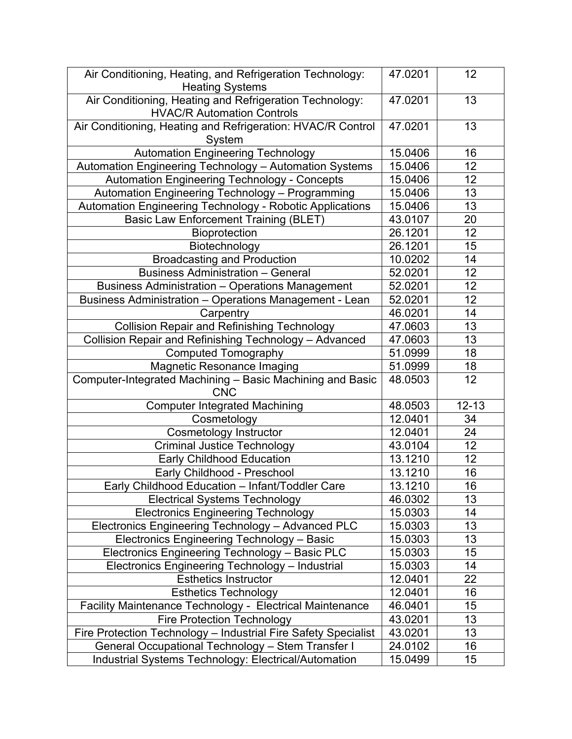| | | |
|---|---|---|
| Air Conditioning, Heating, and Refrigeration Technology: Heating Systems | 47.0201 | 12 |
| Air Conditioning, Heating and Refrigeration Technology: HVAC/R Automation Controls | 47.0201 | 13 |
| Air Conditioning, Heating and Refrigeration: HVAC/R Control System | 47.0201 | 13 |
| Automation Engineering Technology | 15.0406 | 16 |
| Automation Engineering Technology – Automation Systems | 15.0406 | 12 |
| Automation Engineering Technology - Concepts | 15.0406 | 12 |
| Automation Engineering Technology – Programming | 15.0406 | 13 |
| Automation Engineering Technology - Robotic Applications | 15.0406 | 13 |
| Basic Law Enforcement Training (BLET) | 43.0107 | 20 |
| Bioprotection | 26.1201 | 12 |
| Biotechnology | 26.1201 | 15 |
| Broadcasting and Production | 10.0202 | 14 |
| Business Administration – General | 52.0201 | 12 |
| Business Administration – Operations Management | 52.0201 | 12 |
| Business Administration – Operations Management - Lean | 52.0201 | 12 |
| Carpentry | 46.0201 | 14 |
| Collision Repair and Refinishing Technology | 47.0603 | 13 |
| Collision Repair and Refinishing Technology – Advanced | 47.0603 | 13 |
| Computed Tomography | 51.0999 | 18 |
| Magnetic Resonance Imaging | 51.0999 | 18 |
| Computer-Integrated Machining – Basic Machining and Basic CNC | 48.0503 | 12 |
| Computer Integrated Machining | 48.0503 | 12-13 |
| Cosmetology | 12.0401 | 34 |
| Cosmetology Instructor | 12.0401 | 24 |
| Criminal Justice Technology | 43.0104 | 12 |
| Early Childhood Education | 13.1210 | 12 |
| Early Childhood - Preschool | 13.1210 | 16 |
| Early Childhood Education – Infant/Toddler Care | 13.1210 | 16 |
| Electrical Systems Technology | 46.0302 | 13 |
| Electronics Engineering Technology | 15.0303 | 14 |
| Electronics Engineering Technology – Advanced PLC | 15.0303 | 13 |
| Electronics Engineering Technology – Basic | 15.0303 | 13 |
| Electronics Engineering Technology – Basic PLC | 15.0303 | 15 |
| Electronics Engineering Technology – Industrial | 15.0303 | 14 |
| Esthetics Instructor | 12.0401 | 22 |
| Esthetics Technology | 12.0401 | 16 |
| Facility Maintenance Technology - Electrical Maintenance | 46.0401 | 15 |
| Fire Protection Technology | 43.0201 | 13 |
| Fire Protection Technology – Industrial Fire Safety Specialist | 43.0201 | 13 |
| General Occupational Technology – Stem Transfer I | 24.0102 | 16 |
| Industrial Systems Technology: Electrical/Automation | 15.0499 | 15 |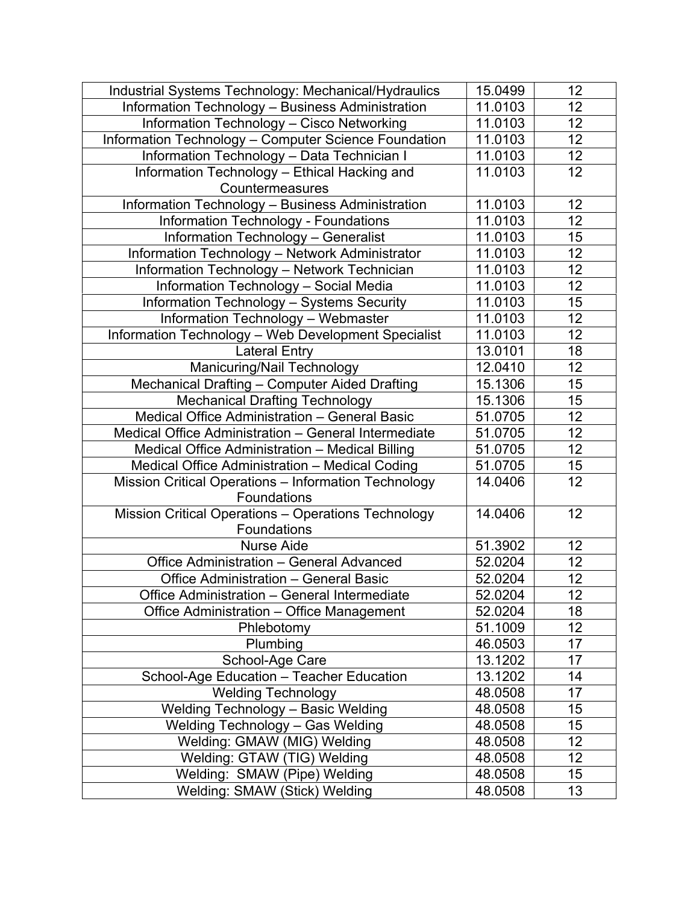| | | |
|---|---|---|
| Industrial Systems Technology: Mechanical/Hydraulics | 15.0499 | 12 |
| Information Technology – Business Administration | 11.0103 | 12 |
| Information Technology – Cisco Networking | 11.0103 | 12 |
| Information Technology – Computer Science Foundation | 11.0103 | 12 |
| Information Technology – Data Technician I | 11.0103 | 12 |
| Information Technology – Ethical Hacking and Countermeasures | 11.0103 | 12 |
| Information Technology – Business Administration | 11.0103 | 12 |
| Information Technology - Foundations | 11.0103 | 12 |
| Information Technology – Generalist | 11.0103 | 15 |
| Information Technology – Network Administrator | 11.0103 | 12 |
| Information Technology – Network Technician | 11.0103 | 12 |
| Information Technology – Social Media | 11.0103 | 12 |
| Information Technology – Systems Security | 11.0103 | 15 |
| Information Technology – Webmaster | 11.0103 | 12 |
| Information Technology – Web Development Specialist | 11.0103 | 12 |
| Lateral Entry | 13.0101 | 18 |
| Manicuring/Nail Technology | 12.0410 | 12 |
| Mechanical Drafting – Computer Aided Drafting | 15.1306 | 15 |
| Mechanical Drafting Technology | 15.1306 | 15 |
| Medical Office Administration – General Basic | 51.0705 | 12 |
| Medical Office Administration – General Intermediate | 51.0705 | 12 |
| Medical Office Administration – Medical Billing | 51.0705 | 12 |
| Medical Office Administration – Medical Coding | 51.0705 | 15 |
| Mission Critical Operations – Information Technology Foundations | 14.0406 | 12 |
| Mission Critical Operations – Operations Technology Foundations | 14.0406 | 12 |
| Nurse Aide | 51.3902 | 12 |
| Office Administration – General Advanced | 52.0204 | 12 |
| Office Administration – General Basic | 52.0204 | 12 |
| Office Administration – General Intermediate | 52.0204 | 12 |
| Office Administration – Office Management | 52.0204 | 18 |
| Phlebotomy | 51.1009 | 12 |
| Plumbing | 46.0503 | 17 |
| School-Age Care | 13.1202 | 17 |
| School-Age Education – Teacher Education | 13.1202 | 14 |
| Welding Technology | 48.0508 | 17 |
| Welding Technology – Basic Welding | 48.0508 | 15 |
| Welding Technology – Gas Welding | 48.0508 | 15 |
| Welding: GMAW (MIG) Welding | 48.0508 | 12 |
| Welding: GTAW (TIG) Welding | 48.0508 | 12 |
| Welding: SMAW (Pipe) Welding | 48.0508 | 15 |
| Welding: SMAW (Stick) Welding | 48.0508 | 13 |